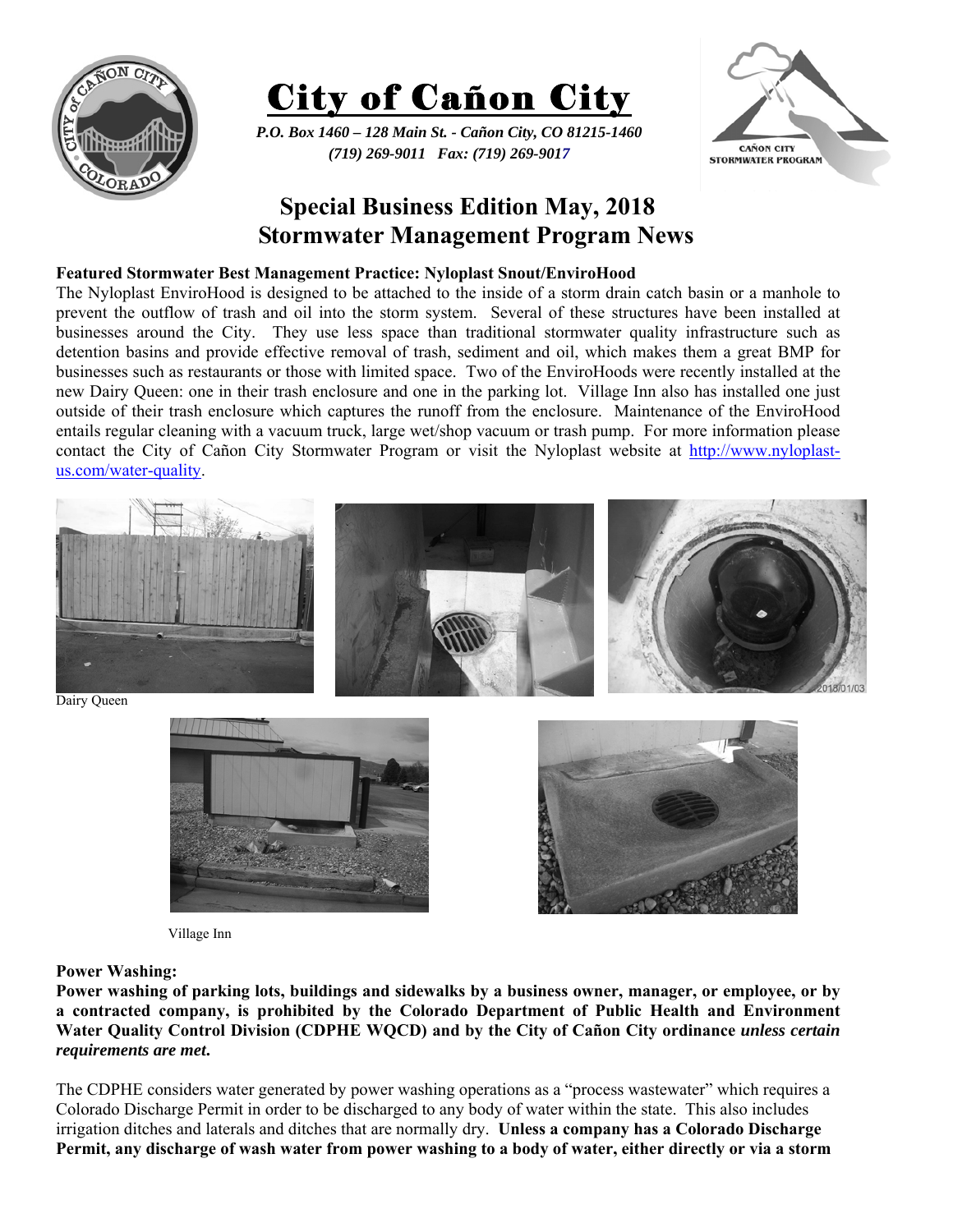# City of Cañon City

***P.O. Box 1460 – 128 Main St. - Cañon City, CO 81215-1460***
***(719) 269-9011 Fax: (719) 269-9017***

## Special Business Edition May, 2018
## Stormwater Management Program News

**Featured Stormwater Best Management Practice: Nyloplast Snout/EnviroHood**

The Nyloplast EnviroHood is designed to be attached to the inside of a storm drain catch basin or a manhole to prevent the outflow of trash and oil into the storm system. Several of these structures have been installed at businesses around the City. They use less space than traditional stormwater quality infrastructure such as detention basins and provide effective removal of trash, sediment and oil, which makes them a great BMP for businesses such as restaurants or those with limited space. Two of the EnviroHoods were recently installed at the new Dairy Queen: one in their trash enclosure and one in the parking lot. Village Inn also has installed one just outside of their trash enclosure which captures the runoff from the enclosure. Maintenance of the EnviroHood entails regular cleaning with a vacuum truck, large wet/shop vacuum or trash pump. For more information please contact the City of Cañon City Stormwater Program or visit the Nyloplast website at http://www.nyloplast-us.com/water-quality.

Dairy Queen

Village Inn

**Power Washing:**

**Power washing of parking lots, buildings and sidewalks by a business owner, manager, or employee, or by a contracted company, is prohibited by the Colorado Department of Public Health and Environment Water Quality Control Division (CDPHE WQCD) and by the City of Cañon City ordinance *unless certain requirements are met*.**

The CDPHE considers water generated by power washing operations as a "process wastewater" which requires a Colorado Discharge Permit in order to be discharged to any body of water within the state. This also includes irrigation ditches and laterals and ditches that are normally dry. **Unless a company has a Colorado Discharge Permit, any discharge of wash water from power washing to a body of water, either directly or via a storm**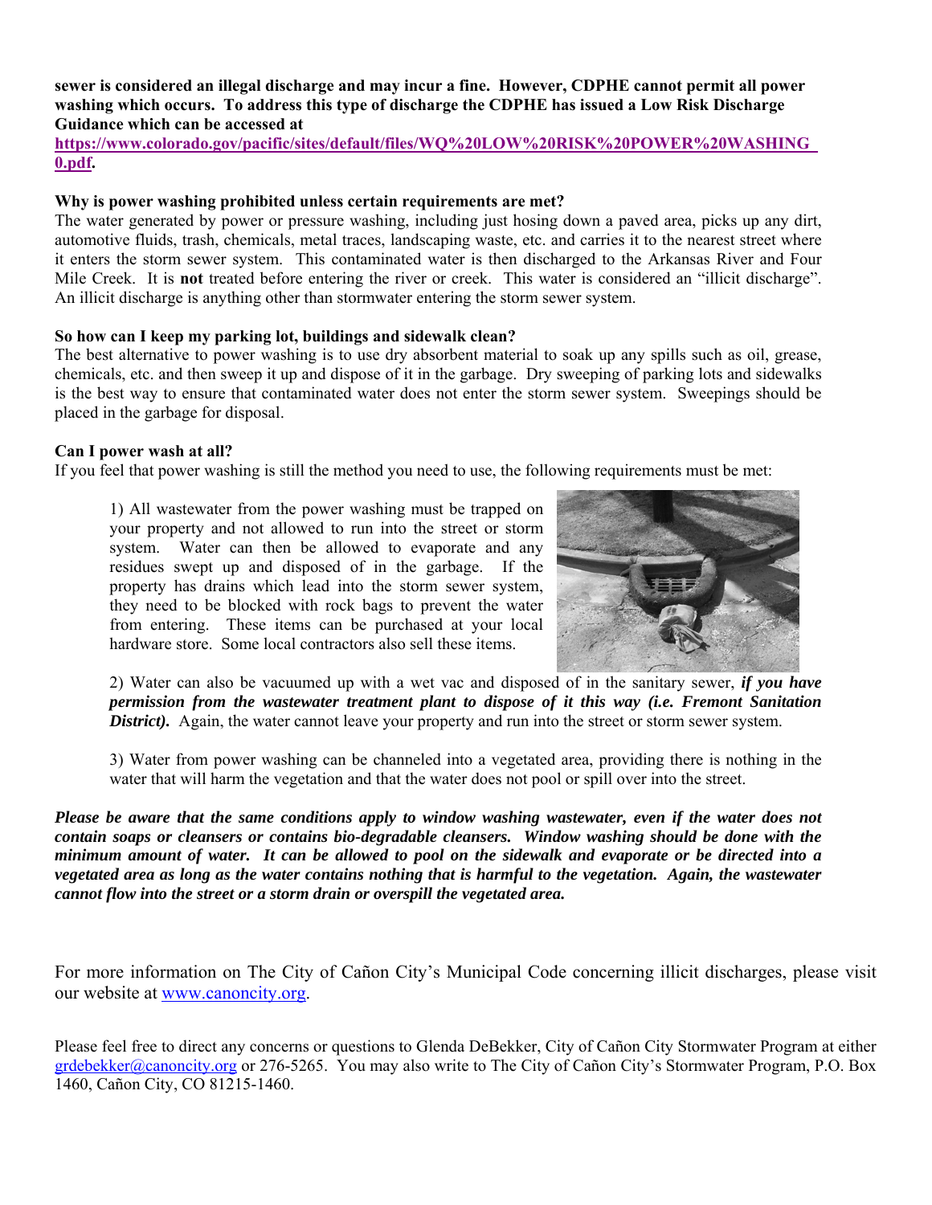**sewer is considered an illegal discharge and may incur a fine. However, CDPHE cannot permit all power washing which occurs. To address this type of discharge the CDPHE has issued a Low Risk Discharge Guidance which can be accessed at https://www.colorado.gov/pacific/sites/default/files/WQ%20LOW%20RISK%20POWER%20WASHING_0.pdf.**

**Why is power washing prohibited unless certain requirements are met?**

The water generated by power or pressure washing, including just hosing down a paved area, picks up any dirt, automotive fluids, trash, chemicals, metal traces, landscaping waste, etc. and carries it to the nearest street where it enters the storm sewer system. This contaminated water is then discharged to the Arkansas River and Four Mile Creek. It is **not** treated before entering the river or creek. This water is considered an "illicit discharge". An illicit discharge is anything other than stormwater entering the storm sewer system.

**So how can I keep my parking lot, buildings and sidewalk clean?**

The best alternative to power washing is to use dry absorbent material to soak up any spills such as oil, grease, chemicals, etc. and then sweep it up and dispose of it in the garbage. Dry sweeping of parking lots and sidewalks is the best way to ensure that contaminated water does not enter the storm sewer system. Sweepings should be placed in the garbage for disposal.

**Can I power wash at all?**

If you feel that power washing is still the method you need to use, the following requirements must be met:

1) All wastewater from the power washing must be trapped on your property and not allowed to run into the street or storm system. Water can then be allowed to evaporate and any residues swept up and disposed of in the garbage. If the property has drains which lead into the storm sewer system, they need to be blocked with rock bags to prevent the water from entering. These items can be purchased at your local hardware store. Some local contractors also sell these items.

2) Water can also be vacuumed up with a wet vac and disposed of in the sanitary sewer, ***if you have permission from the wastewater treatment plant to dispose of it this way (i.e. Fremont Sanitation District).*** Again, the water cannot leave your property and run into the street or storm sewer system.

3) Water from power washing can be channeled into a vegetated area, providing there is nothing in the water that will harm the vegetation and that the water does not pool or spill over into the street.

***Please be aware that the same conditions apply to window washing wastewater, even if the water does not contain soaps or cleansers or contains bio-degradable cleansers. Window washing should be done with the minimum amount of water. It can be allowed to pool on the sidewalk and evaporate or be directed into a vegetated area as long as the water contains nothing that is harmful to the vegetation. Again, the wastewater cannot flow into the street or a storm drain or overspill the vegetated area.***

For more information on The City of Cañon City's Municipal Code concerning illicit discharges, please visit our website at www.canoncity.org.

Please feel free to direct any concerns or questions to Glenda DeBekker, City of Cañon City Stormwater Program at either grdebekker@canoncity.org or 276-5265. You may also write to The City of Cañon City's Stormwater Program, P.O. Box 1460, Cañon City, CO 81215-1460.